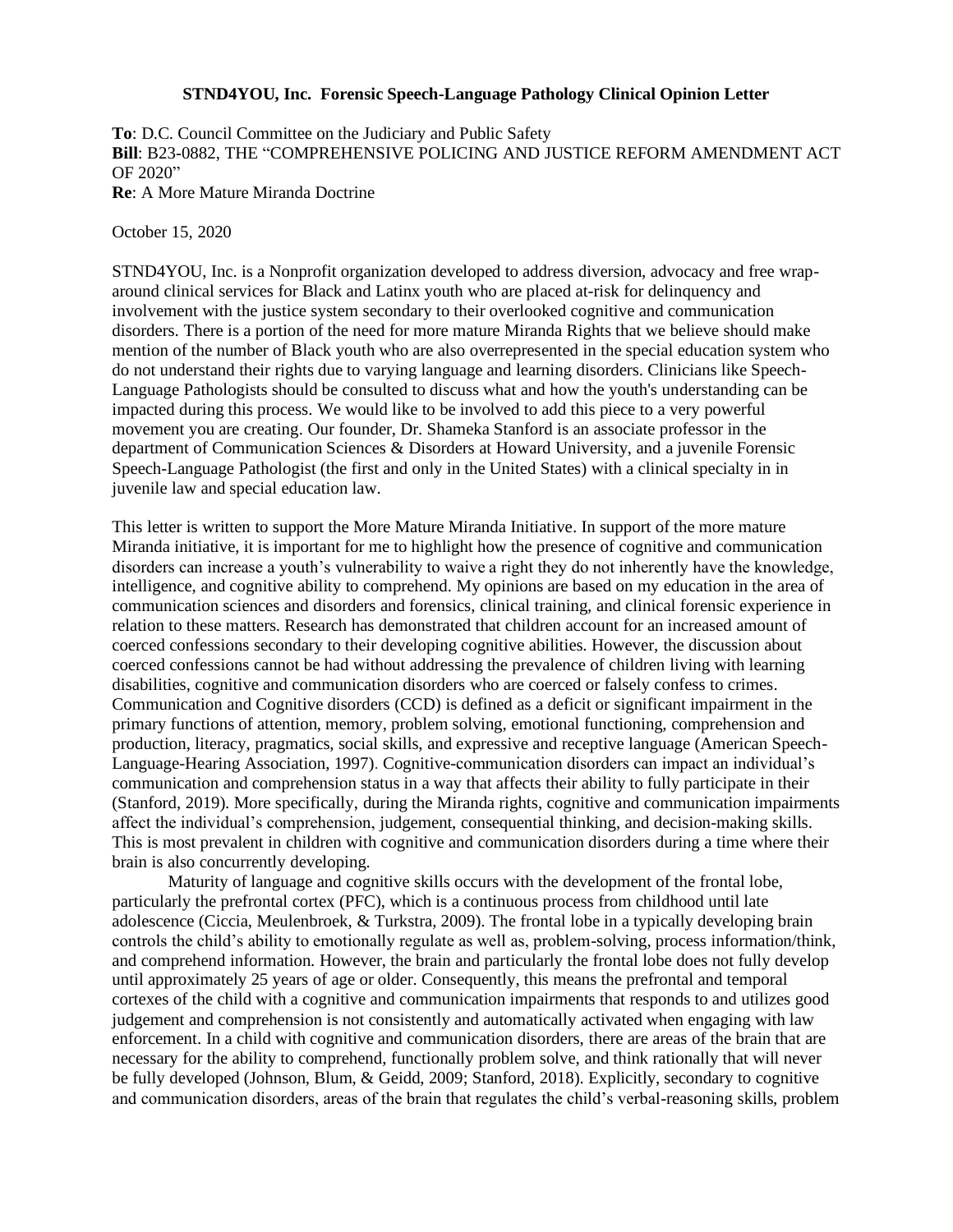**STND4YOU, Inc. Forensic Speech-Language Pathology Clinical Opinion Letter**

**To**: D.C. Council Committee on the Judiciary and Public Safety
**Bill**: B23-0882, THE "COMPREHENSIVE POLICING AND JUSTICE REFORM AMENDMENT ACT OF 2020"
**Re**: A More Mature Miranda Doctrine

October 15, 2020

STND4YOU, Inc. is a Nonprofit organization developed to address diversion, advocacy and free wrap-around clinical services for Black and Latinx youth who are placed at-risk for delinquency and involvement with the justice system secondary to their overlooked cognitive and communication disorders. There is a portion of the need for more mature Miranda Rights that we believe should make mention of the number of Black youth who are also overrepresented in the special education system who do not understand their rights due to varying language and learning disorders. Clinicians like Speech-Language Pathologists should be consulted to discuss what and how the youth's understanding can be impacted during this process. We would like to be involved to add this piece to a very powerful movement you are creating. Our founder, Dr. Shameka Stanford is an associate professor in the department of Communication Sciences & Disorders at Howard University, and a juvenile Forensic Speech-Language Pathologist (the first and only in the United States) with a clinical specialty in in juvenile law and special education law.

This letter is written to support the More Mature Miranda Initiative. In support of the more mature Miranda initiative, it is important for me to highlight how the presence of cognitive and communication disorders can increase a youth's vulnerability to waive a right they do not inherently have the knowledge, intelligence, and cognitive ability to comprehend. My opinions are based on my education in the area of communication sciences and disorders and forensics, clinical training, and clinical forensic experience in relation to these matters. Research has demonstrated that children account for an increased amount of coerced confessions secondary to their developing cognitive abilities. However, the discussion about coerced confessions cannot be had without addressing the prevalence of children living with learning disabilities, cognitive and communication disorders who are coerced or falsely confess to crimes. Communication and Cognitive disorders (CCD) is defined as a deficit or significant impairment in the primary functions of attention, memory, problem solving, emotional functioning, comprehension and production, literacy, pragmatics, social skills, and expressive and receptive language (American Speech-Language-Hearing Association, 1997). Cognitive-communication disorders can impact an individual's communication and comprehension status in a way that affects their ability to fully participate in their (Stanford, 2019). More specifically, during the Miranda rights, cognitive and communication impairments affect the individual's comprehension, judgement, consequential thinking, and decision-making skills. This is most prevalent in children with cognitive and communication disorders during a time where their brain is also concurrently developing.

Maturity of language and cognitive skills occurs with the development of the frontal lobe, particularly the prefrontal cortex (PFC), which is a continuous process from childhood until late adolescence (Ciccia, Meulenbroek, & Turkstra, 2009). The frontal lobe in a typically developing brain controls the child's ability to emotionally regulate as well as, problem-solving, process information/think, and comprehend information. However, the brain and particularly the frontal lobe does not fully develop until approximately 25 years of age or older. Consequently, this means the prefrontal and temporal cortexes of the child with a cognitive and communication impairments that responds to and utilizes good judgement and comprehension is not consistently and automatically activated when engaging with law enforcement. In a child with cognitive and communication disorders, there are areas of the brain that are necessary for the ability to comprehend, functionally problem solve, and think rationally that will never be fully developed (Johnson, Blum, & Geidd, 2009; Stanford, 2018). Explicitly, secondary to cognitive and communication disorders, areas of the brain that regulates the child's verbal-reasoning skills, problem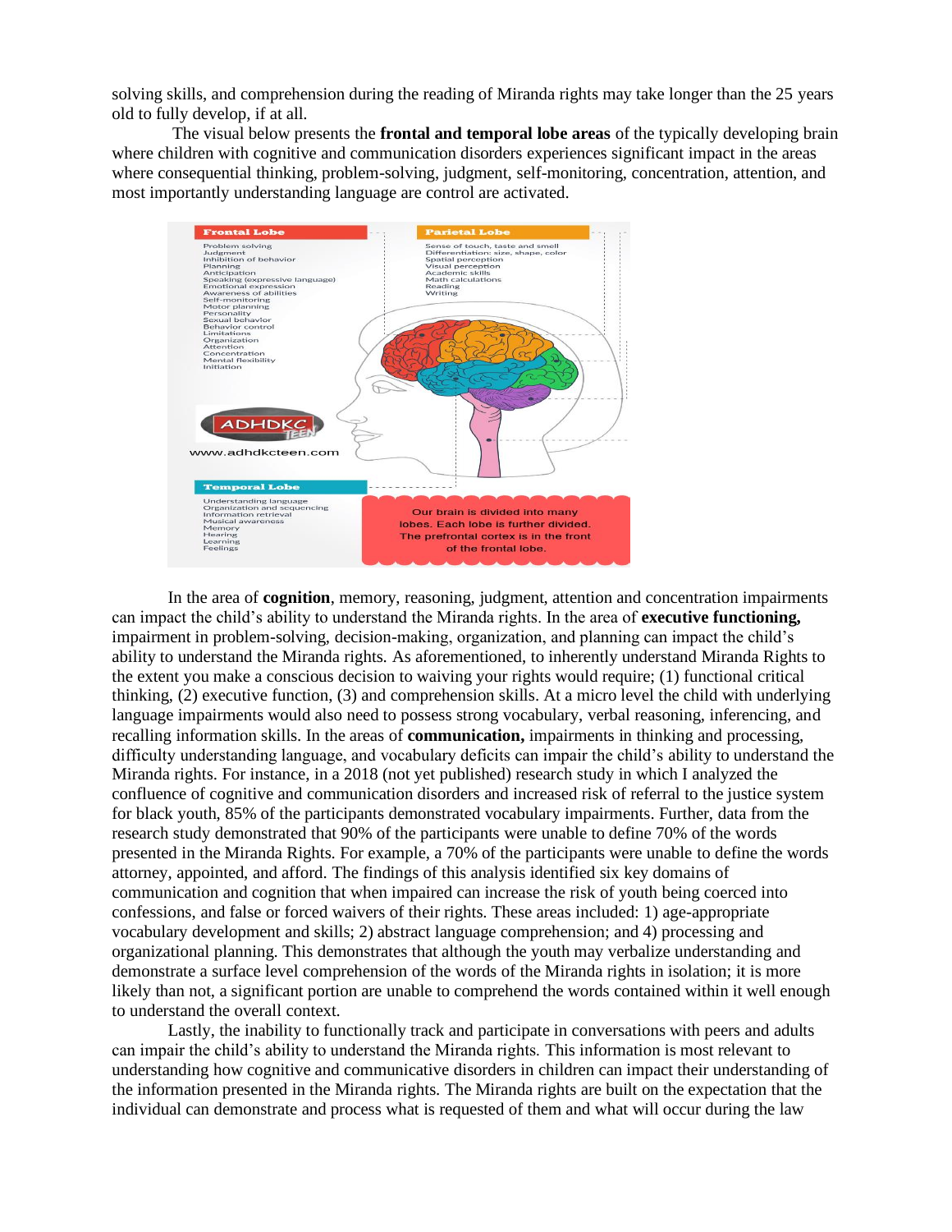solving skills, and comprehension during the reading of Miranda rights may take longer than the 25 years old to fully develop, if at all.

The visual below presents the **frontal and temporal lobe areas** of the typically developing brain where children with cognitive and communication disorders experiences significant impact in the areas where consequential thinking, problem-solving, judgment, self-monitoring, concentration, attention, and most importantly understanding language are control are activated.

In the area of **cognition**, memory, reasoning, judgment, attention and concentration impairments can impact the child's ability to understand the Miranda rights. In the area of **executive functioning,** impairment in problem-solving, decision-making, organization, and planning can impact the child's ability to understand the Miranda rights. As aforementioned, to inherently understand Miranda Rights to the extent you make a conscious decision to waiving your rights would require; (1) functional critical thinking, (2) executive function, (3) and comprehension skills. At a micro level the child with underlying language impairments would also need to possess strong vocabulary, verbal reasoning, inferencing, and recalling information skills. In the areas of **communication,** impairments in thinking and processing, difficulty understanding language, and vocabulary deficits can impair the child's ability to understand the Miranda rights. For instance, in a 2018 (not yet published) research study in which I analyzed the confluence of cognitive and communication disorders and increased risk of referral to the justice system for black youth, 85% of the participants demonstrated vocabulary impairments. Further, data from the research study demonstrated that 90% of the participants were unable to define 70% of the words presented in the Miranda Rights. For example, a 70% of the participants were unable to define the words attorney, appointed, and afford. The findings of this analysis identified six key domains of communication and cognition that when impaired can increase the risk of youth being coerced into confessions, and false or forced waivers of their rights. These areas included: 1) age-appropriate vocabulary development and skills; 2) abstract language comprehension; and 4) processing and organizational planning. This demonstrates that although the youth may verbalize understanding and demonstrate a surface level comprehension of the words of the Miranda rights in isolation; it is more likely than not, a significant portion are unable to comprehend the words contained within it well enough to understand the overall context.

Lastly, the inability to functionally track and participate in conversations with peers and adults can impair the child's ability to understand the Miranda rights. This information is most relevant to understanding how cognitive and communicative disorders in children can impact their understanding of the information presented in the Miranda rights. The Miranda rights are built on the expectation that the individual can demonstrate and process what is requested of them and what will occur during the law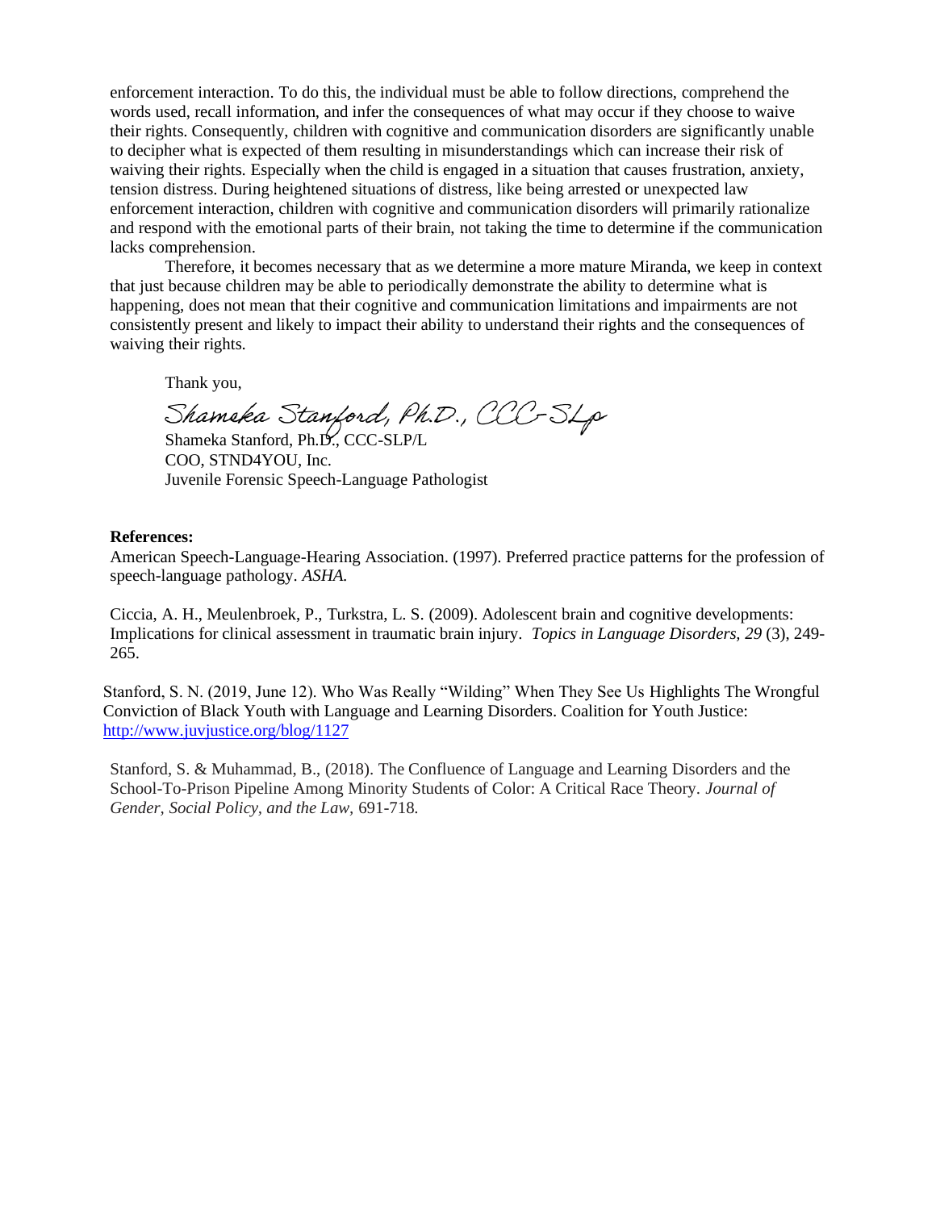enforcement interaction. To do this, the individual must be able to follow directions, comprehend the words used, recall information, and infer the consequences of what may occur if they choose to waive their rights. Consequently, children with cognitive and communication disorders are significantly unable to decipher what is expected of them resulting in misunderstandings which can increase their risk of waiving their rights. Especially when the child is engaged in a situation that causes frustration, anxiety, tension distress. During heightened situations of distress, like being arrested or unexpected law enforcement interaction, children with cognitive and communication disorders will primarily rationalize and respond with the emotional parts of their brain, not taking the time to determine if the communication lacks comprehension.

Therefore, it becomes necessary that as we determine a more mature Miranda, we keep in context that just because children may be able to periodically demonstrate the ability to determine what is happening, does not mean that their cognitive and communication limitations and impairments are not consistently present and likely to impact their ability to understand their rights and the consequences of waiving their rights.

Thank you,

*Shameka Stanford, Ph.D., CCC-SLp*

Shameka Stanford, Ph.D., CCC-SLP/L
COO, STND4YOU, Inc.
Juvenile Forensic Speech-Language Pathologist

**References:**

American Speech-Language-Hearing Association. (1997). Preferred practice patterns for the profession of speech-language pathology. *ASHA.*

Ciccia, A. H., Meulenbroek, P., Turkstra, L. S. (2009). Adolescent brain and cognitive developments: Implications for clinical assessment in traumatic brain injury. *Topics in Language Disorders, 29* (3), 249-265.

Stanford, S. N. (2019, June 12). Who Was Really "Wilding" When They See Us Highlights The Wrongful Conviction of Black Youth with Language and Learning Disorders. Coalition for Youth Justice: http://www.juvjustice.org/blog/1127

Stanford, S. & Muhammad, B., (2018). The Confluence of Language and Learning Disorders and the School-To-Prison Pipeline Among Minority Students of Color: A Critical Race Theory. *Journal of Gender, Social Policy, and the Law,* 691-718.